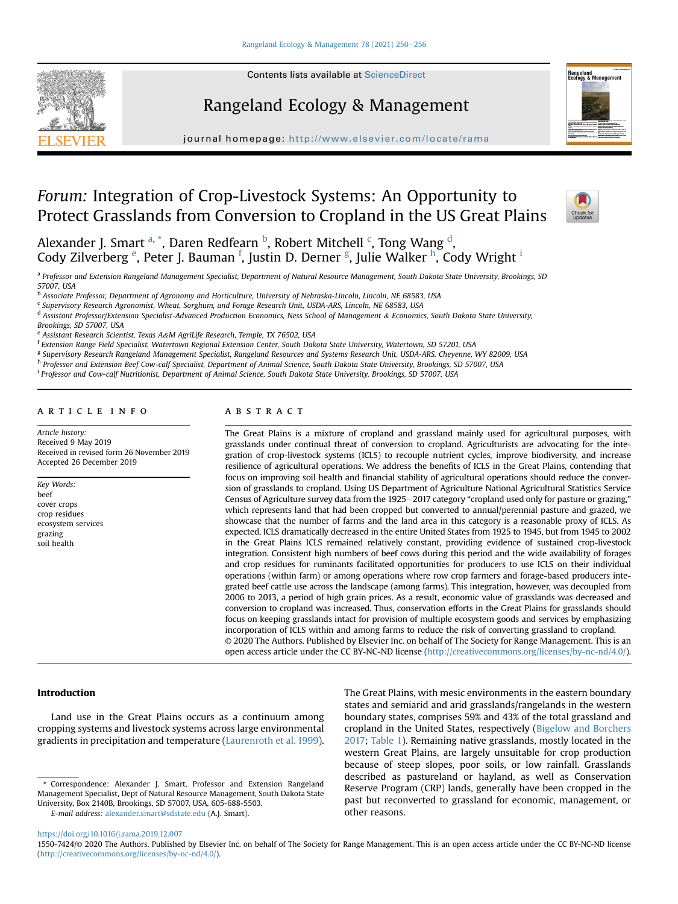# *Forum:* Integration of Crop-Livestock Systems: An Opportunity to Protect Grasslands from Conversion to Cropland in the US Great Plains

Alexander J. Smart [a,*], Daren Redfearn [b], Robert Mitchell [c], Tong Wang [d], Cody Zilverberg [e], Peter J. Bauman [f], Justin D. Derner [g], Julie Walker [h], Cody Wright [i]

[a] Professor and Extension Rangeland Management Specialist, Department of Natural Resource Management, South Dakota State University, Brookings, SD 57007, USA

[b] Associate Professor, Department of Agronomy and Horticulture, University of Nebraska-Lincoln, Lincoln, NE 68583, USA

[c] Supervisory Research Agronomist, Wheat, Sorghum, and Forage Research Unit, USDA-ARS, Lincoln, NE 68583, USA

[d] Assistant Professor/Extension Specialist-Advanced Production Economics, Ness School of Management & Economics, South Dakota State University, Brookings, SD 57007, USA

[e] Assistant Research Scientist, Texas A&M AgriLife Research, Temple, TX 76502, USA

[f] Extension Range Field Specialist, Watertown Regional Extension Center, South Dakota State University, Watertown, SD 57201, USA

[g] Supervisory Research Rangeland Management Specialist, Rangeland Resources and Systems Research Unit, USDA-ARS, Cheyenne, WY 82009, USA

[h] Professor and Extension Beef Cow-calf Specialist, Department of Animal Science, South Dakota State University, Brookings, SD 57007, USA

[i] Professor and Cow-calf Nutritionist, Department of Animal Science, South Dakota State University, Brookings, SD 57007, USA

## ARTICLE INFO

*Article history:*
Received 9 May 2019
Received in revised form 26 November 2019
Accepted 26 December 2019

*Key Words:*
beef
cover crops
crop residues
ecosystem services
grazing
soil health

## ABSTRACT

The Great Plains is a mixture of cropland and grassland mainly used for agricultural purposes, with grasslands under continual threat of conversion to cropland. Agriculturists are advocating for the integration of crop-livestock systems (ICLS) to recouple nutrient cycles, improve biodiversity, and increase resilience of agricultural operations. We address the benefits of ICLS in the Great Plains, contending that focus on improving soil health and financial stability of agricultural operations should reduce the conversion of grasslands to cropland. Using US Department of Agriculture National Agricultural Statistics Service Census of Agriculture survey data from the 1925–2017 category "cropland used only for pasture or grazing," which represents land that had been cropped but converted to annual/perennial pasture and grazed, we showcase that the number of farms and the land area in this category is a reasonable proxy of ICLS. As expected, ICLS dramatically decreased in the entire United States from 1925 to 1945, but from 1945 to 2002 in the Great Plains ICLS remained relatively constant, providing evidence of sustained crop-livestock integration. Consistent high numbers of beef cows during this period and the wide availability of forages and crop residues for ruminants facilitated opportunities for producers to use ICLS on their individual operations (within farm) or among operations where row crop farmers and forage-based producers integrated beef cattle use across the landscape (among farms). This integration, however, was decoupled from 2006 to 2013, a period of high grain prices. As a result, economic value of grasslands was decreased and conversion to cropland was increased. Thus, conservation efforts in the Great Plains for grasslands should focus on keeping grasslands intact for provision of multiple ecosystem goods and services by emphasizing incorporation of ICLS within and among farms to reduce the risk of converting grassland to cropland.

© 2020 The Authors. Published by Elsevier Inc. on behalf of The Society for Range Management. This is an open access article under the CC BY-NC-ND license (http://creativecommons.org/licenses/by-nc-nd/4.0/).

## Introduction

Land use in the Great Plains occurs as a continuum among cropping systems and livestock systems across large environmental gradients in precipitation and temperature (Laurenroth et al. 1999). The Great Plains, with mesic environments in the eastern boundary states and semiarid and arid grasslands/rangelands in the western boundary states, comprises 59% and 43% of the total grassland and cropland in the United States, respectively (Bigelow and Borchers 2017; Table 1). Remaining native grasslands, mostly located in the western Great Plains, are largely unsuitable for crop production because of steep slopes, poor soils, or low rainfall. Grasslands described as pastureland or hayland, as well as Conservation Reserve Program (CRP) lands, generally have been cropped in the past but reconverted to grassland for economic, management, or other reasons.

\* Correspondence: Alexander J. Smart, Professor and Extension Rangeland Management Specialist, Dept of Natural Resource Management, South Dakota State University, Box 2140B, Brookings, SD 57007, USA, 605-688-5503.

*E-mail address:* alexander.smart@sdstate.edu (A.J. Smart).

https://doi.org/10.1016/j.rama.2019.12.007

1550-7424/© 2020 The Authors. Published by Elsevier Inc. on behalf of The Society for Range Management. This is an open access article under the CC BY-NC-ND license (http://creativecommons.org/licenses/by-nc-nd/4.0/).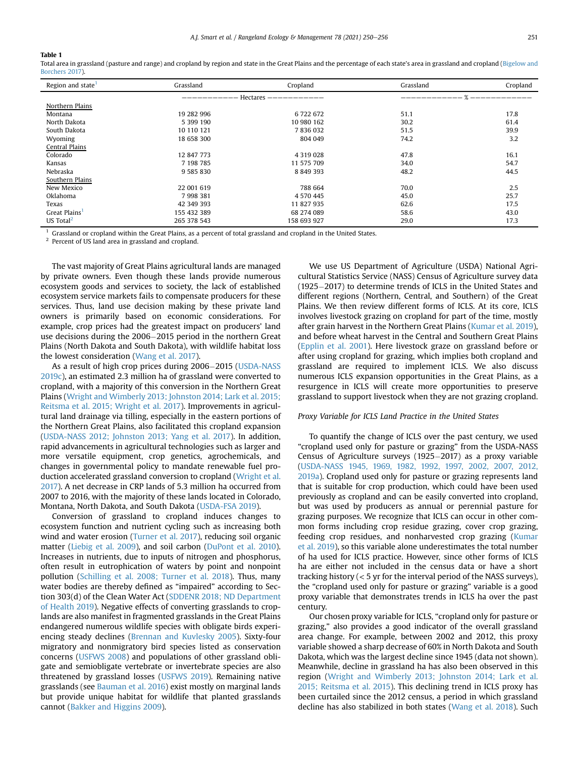**Table 1**
Total area in grassland (pasture and range) and cropland by region and state in the Great Plains and the percentage of each state's area in grassland and cropland (Bigelow and Borchers 2017).

| Region and state[1] | Grassland | Cropland | Grassland | Cropland |
|---|---|---|---|---|
| | Hectares | | % | |
| Northern Plains | | | | |
| Montana | 19 282 996 | 6 722 672 | 51.1 | 17.8 |
| North Dakota | 5 399 190 | 10 980 162 | 30.2 | 61.4 |
| South Dakota | 10 110 121 | 7 836 032 | 51.5 | 39.9 |
| Wyoming | 18 658 300 | 804 049 | 74.2 | 3.2 |
| Central Plains | | | | |
| Colorado | 12 847 773 | 4 319 028 | 47.8 | 16.1 |
| Kansas | 7 198 785 | 11 575 709 | 34.0 | 54.7 |
| Nebraska | 9 585 830 | 8 849 393 | 48.2 | 44.5 |
| Southern Plains | | | | |
| New Mexico | 22 001 619 | 788 664 | 70.0 | 2.5 |
| Oklahoma | 7 998 381 | 4 570 445 | 45.0 | 25.7 |
| Texas | 42 349 393 | 11 827 935 | 62.6 | 17.5 |
| Great Plains[1] | 155 432 389 | 68 274 089 | 58.6 | 43.0 |
| US Total[2] | 265 378 543 | 158 693 927 | 29.0 | 17.3 |

[1] Grassland or cropland within the Great Plains, as a percent of total grassland and cropland in the United States.
[2] Percent of US land area in grassland and cropland.

The vast majority of Great Plains agricultural lands are managed by private owners. Even though these lands provide numerous ecosystem goods and services to society, the lack of established ecosystem service markets fails to compensate producers for these services. Thus, land use decision making by these private land owners is primarily based on economic considerations. For example, crop prices had the greatest impact on producers' land use decisions during the 2006–2015 period in the northern Great Plains (North Dakota and South Dakota), with wildlife habitat loss the lowest consideration (Wang et al. 2017).

As a result of high crop prices during 2006–2015 (USDA-NASS 2019c), an estimated 2.3 million ha of grassland were converted to cropland, with a majority of this conversion in the Northern Great Plains (Wright and Wimberly 2013; Johnston 2014; Lark et al. 2015; Reitsma et al. 2015; Wright et al. 2017). Improvements in agricultural land drainage via tilling, especially in the eastern portions of the Northern Great Plains, also facilitated this cropland expansion (USDA-NASS 2012; Johnston 2013; Yang et al. 2017). In addition, rapid advancements in agricultural technologies such as larger and more versatile equipment, crop genetics, agrochemicals, and changes in governmental policy to mandate renewable fuel production accelerated grassland conversion to cropland (Wright et al. 2017). A net decrease in CRP lands of 5.3 million ha occurred from 2007 to 2016, with the majority of these lands located in Colorado, Montana, North Dakota, and South Dakota (USDA-FSA 2019).

Conversion of grassland to cropland induces changes to ecosystem function and nutrient cycling such as increasing both wind and water erosion (Turner et al. 2017), reducing soil organic matter (Liebig et al. 2009), and soil carbon (DuPont et al. 2010). Increases in nutrients, due to inputs of nitrogen and phosphorus, often result in eutrophication of waters by point and nonpoint pollution (Schilling et al. 2008; Turner et al. 2018). Thus, many water bodies are thereby defined as "impaired" according to Section 303(d) of the Clean Water Act (SDDENR 2018; ND Department of Health 2019). Negative effects of converting grasslands to croplands are also manifest in fragmented grasslands in the Great Plains endangered numerous wildlife species with obligate birds experiencing steady declines (Brennan and Kuvlesky 2005). Sixty-four migratory and nonmigratory bird species listed as conservation concerns (USFWS 2008) and populations of other grassland obligate and semiobligate vertebrate or invertebrate species are also threatened by grassland losses (USFWS 2019). Remaining native grasslands (see Bauman et al. 2016) exist mostly on marginal lands but provide unique habitat for wildlife that planted grasslands cannot (Bakker and Higgins 2009).

We use US Department of Agriculture (USDA) National Agricultural Statistics Service (NASS) Census of Agriculture survey data (1925–2017) to determine trends of ICLS in the United States and different regions (Northern, Central, and Southern) of the Great Plains. We then review different forms of ICLS. At its core, ICLS involves livestock grazing on cropland for part of the time, mostly after grain harvest in the Northern Great Plains (Kumar et al. 2019), and before wheat harvest in the Central and Southern Great Plains (Epplin et al. 2001). Here livestock graze on grassland before or after using cropland for grazing, which implies both cropland and grassland are required to implement ICLS. We also discuss numerous ICLS expansion opportunities in the Great Plains, as a resurgence in ICLS will create more opportunities to preserve grassland to support livestock when they are not grazing cropland.

## *Proxy Variable for ICLS Land Practice in the United States*

To quantify the change of ICLS over the past century, we used "cropland used only for pasture or grazing" from the USDA-NASS Census of Agriculture surveys (1925–2017) as a proxy variable (USDA-NASS 1945, 1969, 1982, 1992, 1997, 2002, 2007, 2012, 2019a). Cropland used only for pasture or grazing represents land that is suitable for crop production, which could have been used previously as cropland and can be easily converted into cropland, but was used by producers as annual or perennial pasture for grazing purposes. We recognize that ICLS can occur in other common forms including crop residue grazing, cover crop grazing, feeding crop residues, and nonharvested crop grazing (Kumar et al. 2019), so this variable alone underestimates the total number of ha used for ICLS practice. However, since other forms of ICLS ha are either not included in the census data or have a short tracking history (< 5 yr for the interval period of the NASS surveys), the "cropland used only for pasture or grazing" variable is a good proxy variable that demonstrates trends in ICLS ha over the past century.

Our chosen proxy variable for ICLS, "cropland only for pasture or grazing," also provides a good indicator of the overall grassland area change. For example, between 2002 and 2012, this proxy variable showed a sharp decrease of 60% in North Dakota and South Dakota, which was the largest decline since 1945 (data not shown). Meanwhile, decline in grassland ha has also been observed in this region (Wright and Wimberly 2013; Johnston 2014; Lark et al. 2015; Reitsma et al. 2015). This declining trend in ICLS proxy has been curtailed since the 2012 census, a period in which grassland decline has also stabilized in both states (Wang et al. 2018). Such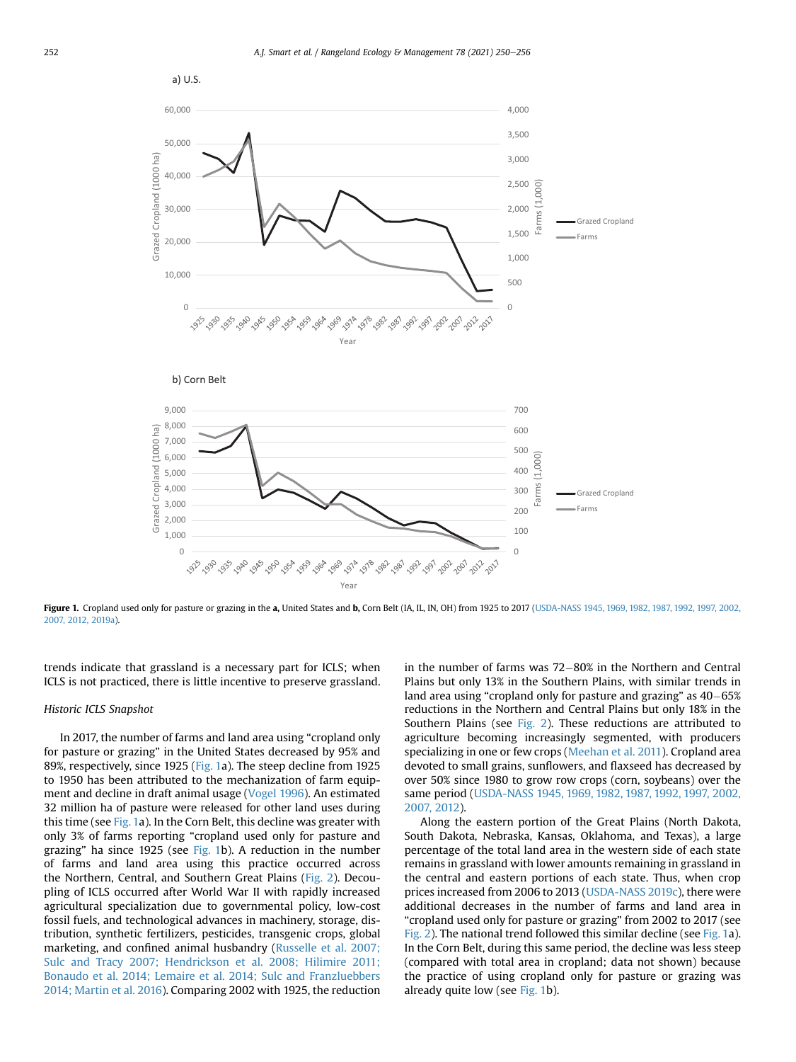Figure 1. Cropland used only for pasture or grazing in the **a,** United States and **b,** Corn Belt (IA, IL, IN, OH) from 1925 to 2017 (USDA-NASS 1945, 1969, 1982, 1987, 1992, 1997, 2002, 2007, 2012, 2019a).

trends indicate that grassland is a necessary part for ICLS; when ICLS is not practiced, there is little incentive to preserve grassland.

### *Historic ICLS Snapshot*

In 2017, the number of farms and land area using "cropland only for pasture or grazing" in the United States decreased by 95% and 89%, respectively, since 1925 (Fig. 1a). The steep decline from 1925 to 1950 has been attributed to the mechanization of farm equipment and decline in draft animal usage (Vogel 1996). An estimated 32 million ha of pasture were released for other land uses during this time (see Fig. 1a). In the Corn Belt, this decline was greater with only 3% of farms reporting "cropland used only for pasture and grazing" ha since 1925 (see Fig. 1b). A reduction in the number of farms and land area using this practice occurred across the Northern, Central, and Southern Great Plains (Fig. 2). Decoupling of ICLS occurred after World War II with rapidly increased agricultural specialization due to governmental policy, low-cost fossil fuels, and technological advances in machinery, storage, distribution, synthetic fertilizers, pesticides, transgenic crops, global marketing, and confined animal husbandry (Russelle et al. 2007; Sulc and Tracy 2007; Hendrickson et al. 2008; Hilimire 2011; Bonaudo et al. 2014; Lemaire et al. 2014; Sulc and Franzluebbers 2014; Martin et al. 2016). Comparing 2002 with 1925, the reduction in the number of farms was 72–80% in the Northern and Central Plains but only 13% in the Southern Plains, with similar trends in land area using "cropland only for pasture and grazing" as 40–65% reductions in the Northern and Central Plains but only 18% in the Southern Plains (see Fig. 2). These reductions are attributed to agriculture becoming increasingly segmented, with producers specializing in one or few crops (Meehan et al. 2011). Cropland area devoted to small grains, sunflowers, and flaxseed has decreased by over 50% since 1980 to grow row crops (corn, soybeans) over the same period (USDA-NASS 1945, 1969, 1982, 1987, 1992, 1997, 2002, 2007, 2012).

Along the eastern portion of the Great Plains (North Dakota, South Dakota, Nebraska, Kansas, Oklahoma, and Texas), a large percentage of the total land area in the western side of each state remains in grassland with lower amounts remaining in grassland in the central and eastern portions of each state. Thus, when crop prices increased from 2006 to 2013 (USDA-NASS 2019c), there were additional decreases in the number of farms and land area in "cropland used only for pasture or grazing" from 2002 to 2017 (see Fig. 2). The national trend followed this similar decline (see Fig. 1a). In the Corn Belt, during this same period, the decline was less steep (compared with total area in cropland; data not shown) because the practice of using cropland only for pasture or grazing was already quite low (see Fig. 1b).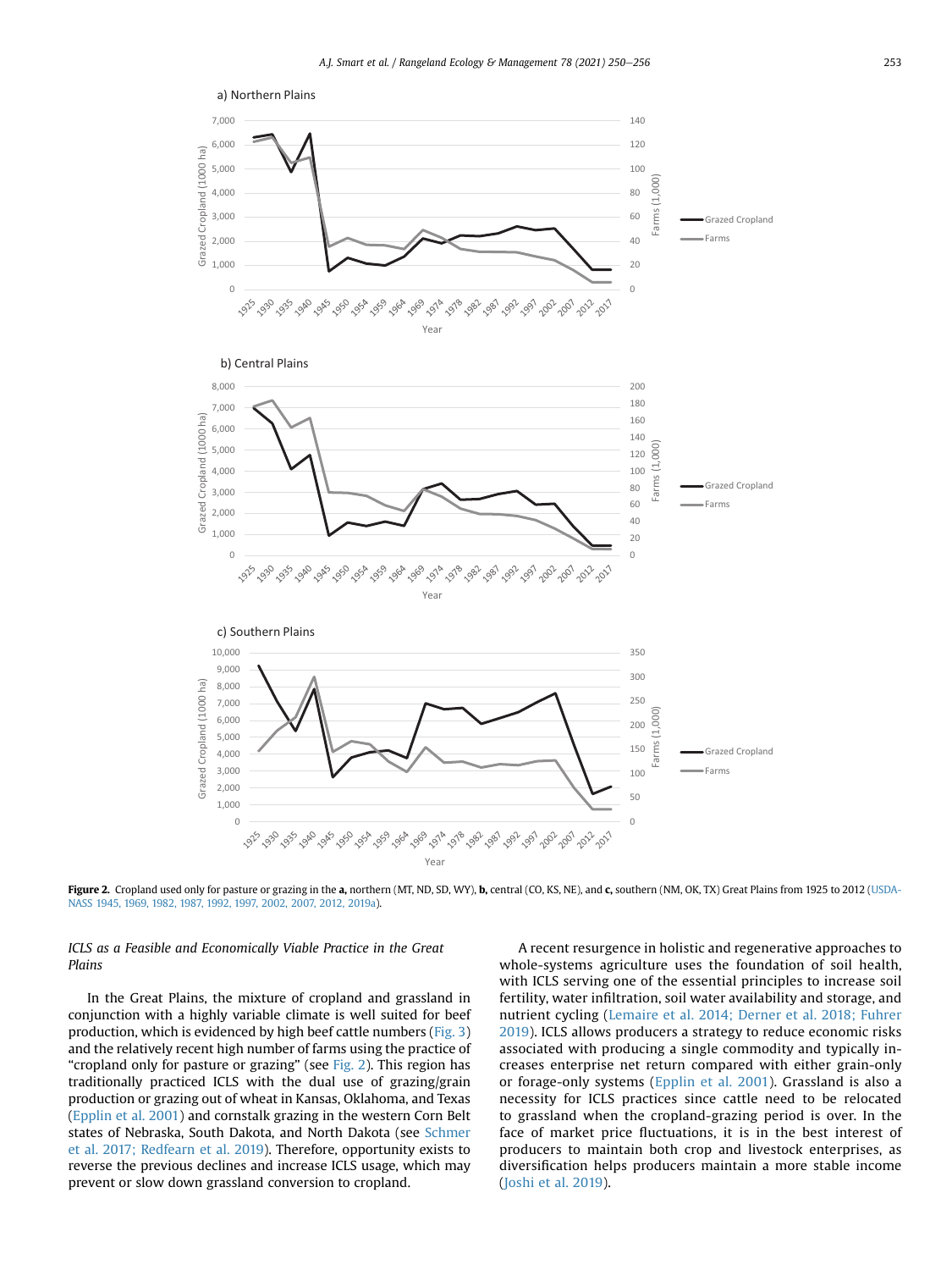**Figure 2.** Cropland used only for pasture or grazing in the **a,** northern (MT, ND, SD, WY), **b,** central (CO, KS, NE), and **c,** southern (NM, OK, TX) Great Plains from 1925 to 2012 (USDA-NASS 1945, 1969, 1982, 1987, 1992, 1997, 2002, 2007, 2012, 2019a).

### *ICLS as a Feasible and Economically Viable Practice in the Great Plains*

In the Great Plains, the mixture of cropland and grassland in conjunction with a highly variable climate is well suited for beef production, which is evidenced by high beef cattle numbers (Fig. 3) and the relatively recent high number of farms using the practice of "cropland only for pasture or grazing" (see Fig. 2). This region has traditionally practiced ICLS with the dual use of grazing/grain production or grazing out of wheat in Kansas, Oklahoma, and Texas (Epplin et al. 2001) and cornstalk grazing in the western Corn Belt states of Nebraska, South Dakota, and North Dakota (see Schmer et al. 2017; Redfearn et al. 2019). Therefore, opportunity exists to reverse the previous declines and increase ICLS usage, which may prevent or slow down grassland conversion to cropland.

A recent resurgence in holistic and regenerative approaches to whole-systems agriculture uses the foundation of soil health, with ICLS serving one of the essential principles to increase soil fertility, water infiltration, soil water availability and storage, and nutrient cycling (Lemaire et al. 2014; Derner et al. 2018; Fuhrer 2019). ICLS allows producers a strategy to reduce economic risks associated with producing a single commodity and typically increases enterprise net return compared with either grain-only or forage-only systems (Epplin et al. 2001). Grassland is also a necessity for ICLS practices since cattle need to be relocated to grassland when the cropland-grazing period is over. In the face of market price fluctuations, it is in the best interest of producers to maintain both crop and livestock enterprises, as diversification helps producers maintain a more stable income (Joshi et al. 2019).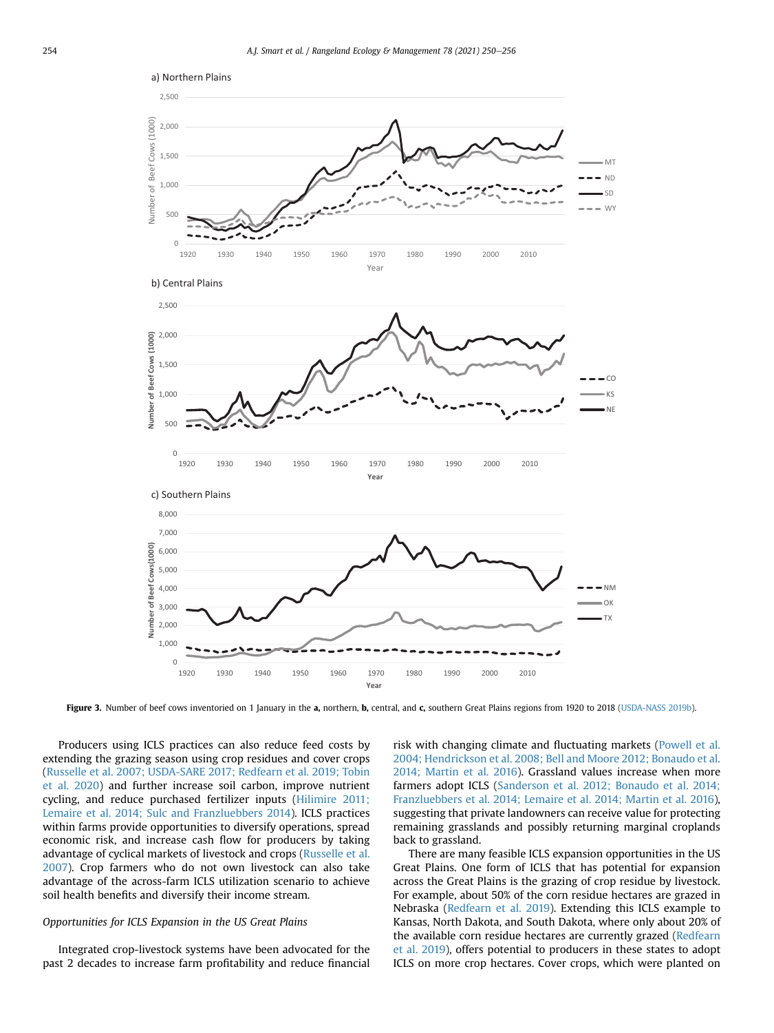Figure 3. Number of beef cows inventoried on 1 January in the **a,** northern, **b,** central, and **c,** southern Great Plains regions from 1920 to 2018 (USDA-NASS 2019b).

Producers using ICLS practices can also reduce feed costs by extending the grazing season using crop residues and cover crops (Russelle et al. 2007; USDA-SARE 2017; Redfearn et al. 2019; Tobin et al. 2020) and further increase soil carbon, improve nutrient cycling, and reduce purchased fertilizer inputs (Hilimire 2011; Lemaire et al. 2014; Sulc and Franzluebbers 2014). ICLS practices within farms provide opportunities to diversify operations, spread economic risk, and increase cash flow for producers by taking advantage of cyclical markets of livestock and crops (Russelle et al. 2007). Crop farmers who do not own livestock can also take advantage of the across-farm ICLS utilization scenario to achieve soil health benefits and diversify their income stream.

### *Opportunities for ICLS Expansion in the US Great Plains*

Integrated crop-livestock systems have been advocated for the past 2 decades to increase farm profitability and reduce financial risk with changing climate and fluctuating markets (Powell et al. 2004; Hendrickson et al. 2008; Bell and Moore 2012; Bonaudo et al. 2014; Martin et al. 2016). Grassland values increase when more farmers adopt ICLS (Sanderson et al. 2012; Bonaudo et al. 2014; Franzluebbers et al. 2014; Lemaire et al. 2014; Martin et al. 2016), suggesting that private landowners can receive value for protecting remaining grasslands and possibly returning marginal croplands back to grassland.

There are many feasible ICLS expansion opportunities in the US Great Plains. One form of ICLS that has potential for expansion across the Great Plains is the grazing of crop residue by livestock. For example, about 50% of the corn residue hectares are grazed in Nebraska (Redfearn et al. 2019). Extending this ICLS example to Kansas, North Dakota, and South Dakota, where only about 20% of the available corn residue hectares are currently grazed (Redfearn et al. 2019), offers potential to producers in these states to adopt ICLS on more crop hectares. Cover crops, which were planted on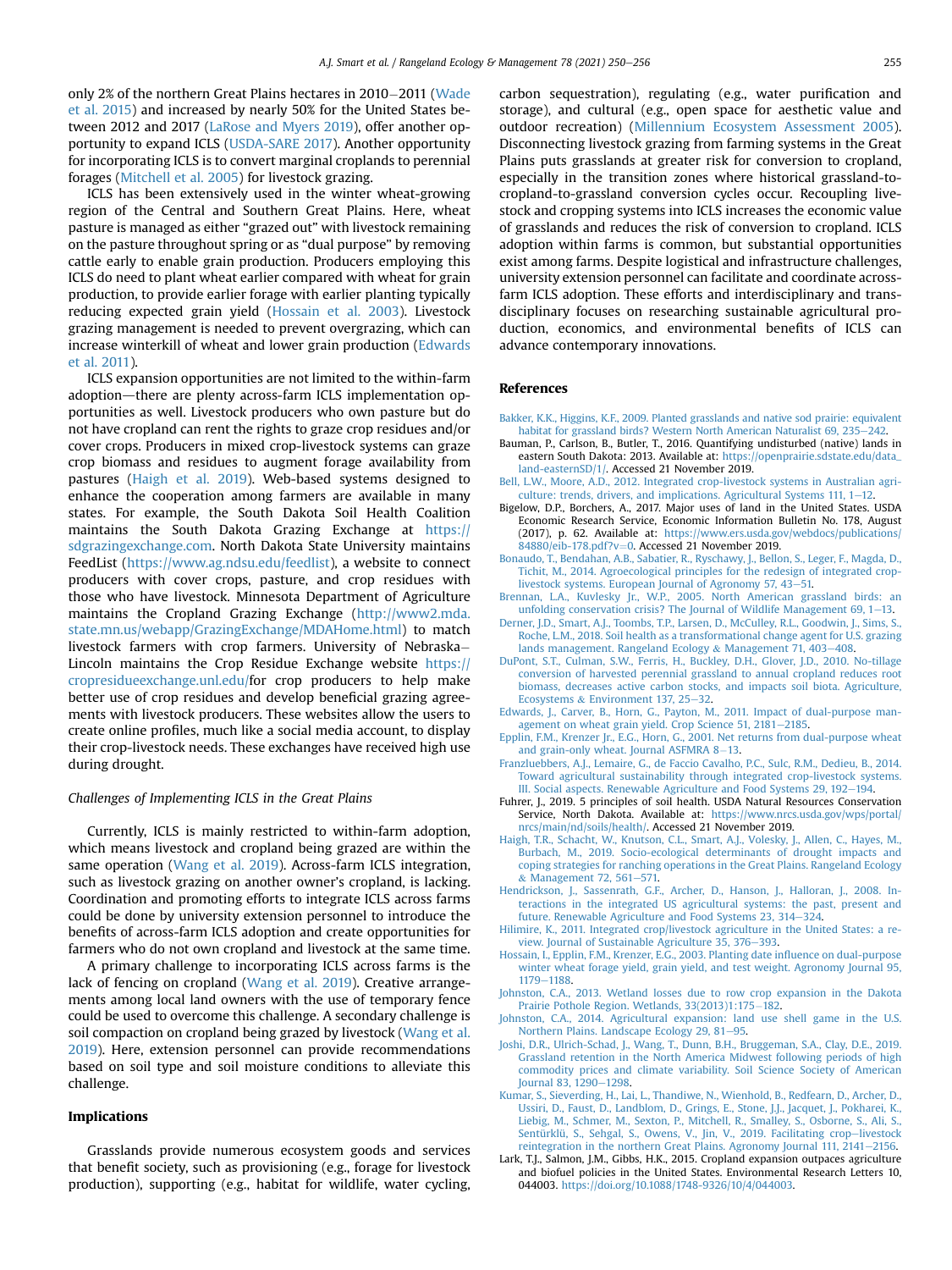only 2% of the northern Great Plains hectares in 2010–2011 (Wade et al. 2015) and increased by nearly 50% for the United States between 2012 and 2017 (LaRose and Myers 2019), offer another opportunity to expand ICLS (USDA-SARE 2017). Another opportunity for incorporating ICLS is to convert marginal croplands to perennial forages (Mitchell et al. 2005) for livestock grazing.

ICLS has been extensively used in the winter wheat-growing region of the Central and Southern Great Plains. Here, wheat pasture is managed as either "grazed out" with livestock remaining on the pasture throughout spring or as "dual purpose" by removing cattle early to enable grain production. Producers employing this ICLS do need to plant wheat earlier compared with wheat for grain production, to provide earlier forage with earlier planting typically reducing expected grain yield (Hossain et al. 2003). Livestock grazing management is needed to prevent overgrazing, which can increase winterkill of wheat and lower grain production (Edwards et al. 2011).

ICLS expansion opportunities are not limited to the within-farm adoption—there are plenty across-farm ICLS implementation opportunities as well. Livestock producers who own pasture but do not have cropland can rent the rights to graze crop residues and/or cover crops. Producers in mixed crop-livestock systems can graze crop biomass and residues to augment forage availability from pastures (Haigh et al. 2019). Web-based systems designed to enhance the cooperation among farmers are available in many states. For example, the South Dakota Soil Health Coalition maintains the South Dakota Grazing Exchange at https://sdgrazingexchange.com. North Dakota State University maintains FeedList (https://www.ag.ndsu.edu/feedlist), a website to connect producers with cover crops, pasture, and crop residues with those who have livestock. Minnesota Department of Agriculture maintains the Cropland Grazing Exchange (http://www2.mda.state.mn.us/webapp/GrazingExchange/MDAHome.html) to match livestock farmers with crop farmers. University of Nebraska–Lincoln maintains the Crop Residue Exchange website https://cropresidueexchange.unl.edu/for crop producers to help make better use of crop residues and develop beneficial grazing agreements with livestock producers. These websites allow the users to create online profiles, much like a social media account, to display their crop-livestock needs. These exchanges have received high use during drought.

### *Challenges of Implementing ICLS in the Great Plains*

Currently, ICLS is mainly restricted to within-farm adoption, which means livestock and cropland being grazed are within the same operation (Wang et al. 2019). Across-farm ICLS integration, such as livestock grazing on another owner's cropland, is lacking. Coordination and promoting efforts to integrate ICLS across farms could be done by university extension personnel to introduce the benefits of across-farm ICLS adoption and create opportunities for farmers who do not own cropland and livestock at the same time.

A primary challenge to incorporating ICLS across farms is the lack of fencing on cropland (Wang et al. 2019). Creative arrangements among local land owners with the use of temporary fence could be used to overcome this challenge. A secondary challenge is soil compaction on cropland being grazed by livestock (Wang et al. 2019). Here, extension personnel can provide recommendations based on soil type and soil moisture conditions to alleviate this challenge.

## Implications

Grasslands provide numerous ecosystem goods and services that benefit society, such as provisioning (e.g., forage for livestock production), supporting (e.g., habitat for wildlife, water cycling, carbon sequestration), regulating (e.g., water purification and storage), and cultural (e.g., open space for aesthetic value and outdoor recreation) (Millennium Ecosystem Assessment 2005). Disconnecting livestock grazing from farming systems in the Great Plains puts grasslands at greater risk for conversion to cropland, especially in the transition zones where historical grassland-to-cropland-to-grassland conversion cycles occur. Recoupling livestock and cropping systems into ICLS increases the economic value of grasslands and reduces the risk of conversion to cropland. ICLS adoption within farms is common, but substantial opportunities exist among farms. Despite logistical and infrastructure challenges, university extension personnel can facilitate and coordinate across-farm ICLS adoption. These efforts and interdisciplinary and transdisciplinary focuses on researching sustainable agricultural production, economics, and environmental benefits of ICLS can advance contemporary innovations.

## References

Bakker, K.K., Higgins, K.F., 2009. Planted grasslands and native sod prairie: equivalent habitat for grassland birds? Western North American Naturalist 69, 235–242.

Bauman, P., Carlson, B., Butler, T., 2016. Quantifying undisturbed (native) lands in eastern South Dakota: 2013. Available at: https://openprairie.sdstate.edu/data_land-easternSD/1/. Accessed 21 November 2019.

Bell, L.W., Moore, A.D., 2012. Integrated crop-livestock systems in Australian agriculture: trends, drivers, and implications. Agricultural Systems 111, 1–12.

Bigelow, D.P., Borchers, A., 2017. Major uses of land in the United States. USDA Economic Research Service, Economic Information Bulletin No. 178, August (2017), p. 62. Available at: https://www.ers.usda.gov/webdocs/publications/84880/eib-178.pdf?v=0. Accessed 21 November 2019.

Bonaudo, T., Bendahan, A.B., Sabatier, R., Ryschawy, J., Bellon, S., Leger, F., Magda, D., Tichit, M., 2014. Agroecological principles for the redesign of integrated crop-livestock systems. European Journal of Agronomy 57, 43–51.

Brennan, L.A., Kuvlesky Jr., W.P., 2005. North American grassland birds: an unfolding conservation crisis? The Journal of Wildlife Management 69, 1–13.

Derner, J.D., Smart, A.J., Toombs, T.P., Larsen, D., McCulley, R.L., Goodwin, J., Sims, S., Roche, L.M., 2018. Soil health as a transformational change agent for U.S. grazing lands management. Rangeland Ecology & Management 71, 403–408.

DuPont, S.T., Culman, S.W., Ferris, H., Buckley, D.H., Glover, J.D., 2010. No-tillage conversion of harvested perennial grassland to annual cropland reduces root biomass, decreases active carbon stocks, and impacts soil biota. Agriculture, Ecosystems & Environment 137, 25–32.

Edwards, J., Carver, B., Horn, G., Payton, M., 2011. Impact of dual-purpose management on wheat grain yield. Crop Science 51, 2181–2185.

Epplin, F.M., Krenzer Jr., E.G., Horn, G., 2001. Net returns from dual-purpose wheat and grain-only wheat. Journal ASFMRA 8–13.

Franzluebbers, A.J., Lemaire, G., de Faccio Cavalho, P.C., Sulc, R.M., Dedieu, B., 2014. Toward agricultural sustainability through integrated crop-livestock systems. III. Social aspects. Renewable Agriculture and Food Systems 29, 192–194.

Fuhrer, J., 2019. 5 principles of soil health. USDA Natural Resources Conservation Service, North Dakota. Available at: https://www.nrcs.usda.gov/wps/portal/nrcs/main/nd/soils/health/. Accessed 21 November 2019.

Haigh, T.R., Schacht, W., Knutson, C.L., Smart, A.J., Volesky, J., Allen, C., Hayes, M., Burbach, M., 2019. Socio-ecological determinants of drought impacts and coping strategies for ranching operations in the Great Plains. Rangeland Ecology & Management 72, 561–571.

Hendrickson, J., Sassenrath, G.F., Archer, D., Hanson, J., Halloran, J., 2008. Interactions in the integrated US agricultural systems: the past, present and future. Renewable Agriculture and Food Systems 23, 314–324.

Hilimire, K., 2011. Integrated crop/livestock agriculture in the United States: a review. Journal of Sustainable Agriculture 35, 376–393.

Hossain, I., Epplin, F.M., Krenzer, E.G., 2003. Planting date influence on dual-purpose winter wheat forage yield, grain yield, and test weight. Agronomy Journal 95, 1179–1188.

Johnston, C.A., 2013. Wetland losses due to row crop expansion in the Dakota Prairie Pothole Region. Wetlands, 33(2013)1:175–182.

Johnston, C.A., 2014. Agricultural expansion: land use shell game in the U.S. Northern Plains. Landscape Ecology 29, 81–95.

Joshi, D.R., Ulrich-Schad, J., Wang, T., Dunn, B.H., Bruggeman, S.A., Clay, D.E., 2019. Grassland retention in the North America Midwest following periods of high commodity prices and climate variability. Soil Science Society of American Journal 83, 1290–1298.

Kumar, S., Sieverding, H., Lai, L., Thandiwe, N., Wienhold, B., Redfearn, D., Archer, D., Ussiri, D., Faust, D., Landblom, D., Grings, E., Stone, J.J., Jacquet, J., Pokharei, K., Liebig, M., Schmer, M., Sexton, P., Mitchell, R., Smalley, S., Osborne, S., Ali, S., Sentürklü, S., Sehgal, S., Owens, V., Jin, V., 2019. Facilitating crop–livestock reintegration in the northern Great Plains. Agronomy Journal 111, 2141–2156.

Lark, T.J., Salmon, J.M., Gibbs, H.K., 2015. Cropland expansion outpaces agriculture and biofuel policies in the United States. Environmental Research Letters 10, 044003. https://doi.org/10.1088/1748-9326/10/4/044003.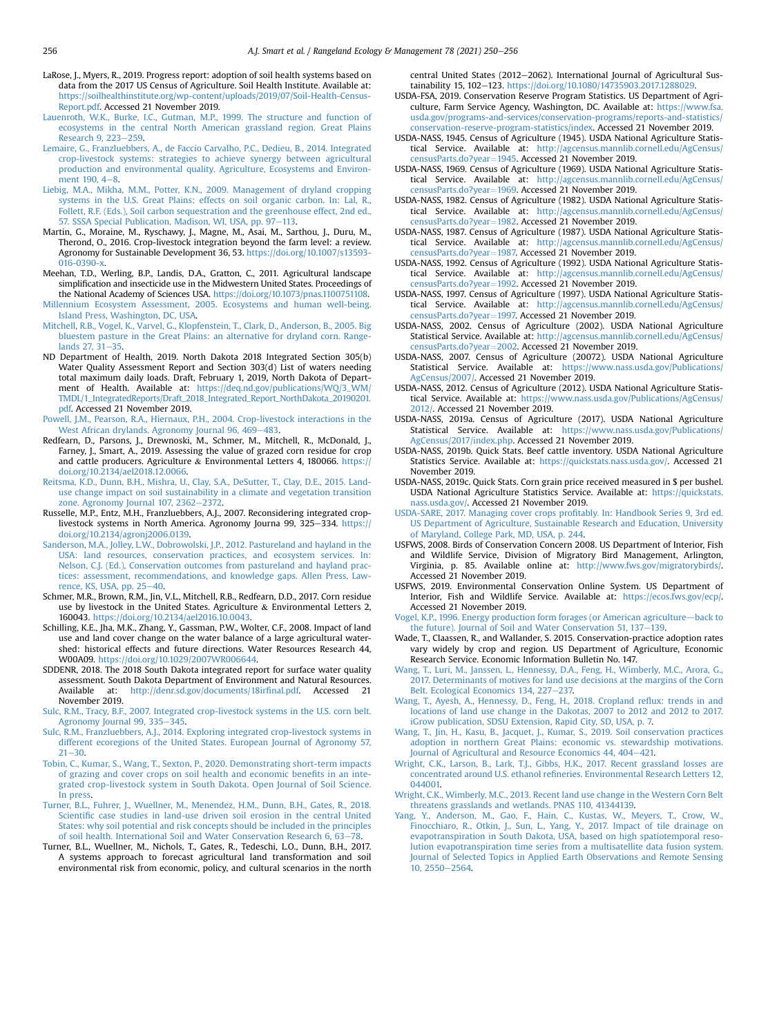LaRose, J., Myers, R., 2019. Progress report: adoption of soil health systems based on data from the 2017 US Census of Agriculture. Soil Health Institute. Available at: https://soilhealthinstitute.org/wp-content/uploads/2019/07/Soil-Health-Census-Report.pdf. Accessed 21 November 2019.

Lauenroth, W.K., Burke, I.C., Gutman, M.P., 1999. The structure and function of ecosystems in the central North American grassland region. Great Plains Research 9, 223–259.

Lemaire, G., Franzluebbers, A., de Faccio Carvalho, P.C., Dedieu, B., 2014. Integrated crop-livestock systems: strategies to achieve synergy between agricultural production and environmental quality. Agriculture, Ecosystems and Environment 190, 4–8.

Liebig, M.A., Mikha, M.M., Potter, K.N., 2009. Management of dryland cropping systems in the U.S. Great Plains: effects on soil organic carbon. In: Lal, R., Follett, R.F. (Eds.), Soil carbon sequestration and the greenhouse effect, 2nd ed., 57. SSSA Special Publication, Madison, WI, USA, pp. 97–113.

Martin, G., Moraine, M., Ryschawy, J., Magne, M., Asai, M., Sarthou, J., Duru, M., Therond, O., 2016. Crop-livestock integration beyond the farm level: a review. Agronomy for Sustainable Development 36, 53. https://doi.org/10.1007/s13593-016-0390-x.

Meehan, T.D., Werling, B.P., Landis, D.A., Gratton, C., 2011. Agricultural landscape simplification and insecticide use in the Midwestern United States. Proceedings of the National Academy of Sciences USA. https://doi.org/10.1073/pnas.1100751108.

Millennium Ecosystem Assessment, 2005. Ecosystems and human well-being. Island Press, Washington, DC, USA.

Mitchell, R.B., Vogel, K., Varvel, G., Klopfenstein, T., Clark, D., Anderson, B., 2005. Big bluestem pasture in the Great Plains: an alternative for dryland corn. Rangelands 27, 31–35.

ND Department of Health, 2019. North Dakota 2018 Integrated Section 305(b) Water Quality Assessment Report and Section 303(d) List of waters needing total maximum daily loads. Draft, February 1, 2019, North Dakota of Department of Health. Available at: https://deq.nd.gov/publications/WQ/3_WM/TMDL/1_IntegratedReports/Draft_2018_Integrated_Report_NorthDakota_20190201.pdf. Accessed 21 November 2019.

Powell, J.M., Pearson, R.A., Hiernaux, P.H., 2004. Crop-livestock interactions in the West African drylands. Agronomy Journal 96, 469–483.

Redfearn, D., Parsons, J., Drewnoski, M., Schmer, M., Mitchell, R., McDonald, J., Farney, J., Smart, A., 2019. Assessing the value of grazed corn residue for crop and cattle producers. Agriculture & Environmental Letters 4, 180066. https://doi.org/10.2134/ael2018.12.0066.

Reitsma, K.D., Dunn, B.H., Mishra, U., Clay, S.A., DeSutter, T., Clay, D.E., 2015. Land-use change impact on soil sustainability in a climate and vegetation transition zone. Agronomy Journal 107, 2362–2372.

Russelle, M.P., Entz, M.H., Franzluebbers, A.J., 2007. Reconsidering integrated crop-livestock systems in North America. Agronomy Journa 99, 325–334. https://doi.org/10.2134/agronj2006.0139.

Sanderson, M.A., Jolley, L.W., Dobrowolski, J.P., 2012. Pastureland and hayland in the USA: land resources, conservation practices, and ecosystem services. In: Nelson, C.J. (Ed.), Conservation outcomes from pastureland and hayland practices: assessment, recommendations, and knowledge gaps. Allen Press, Lawrence, KS, USA, pp. 25–40.

Schmer, M.R., Brown, R.M., Jin, V.L., Mitchell, R.B., Redfearn, D.D., 2017. Corn residue use by livestock in the United States. Agriculture & Environmental Letters 2, 160043. https://doi.org/10.2134/ael2016.10.0043.

Schilling, K.E., Jha, M.K., Zhang, Y., Gassman, P.W., Wolter, C.F., 2008. Impact of land use and land cover change on the water balance of a large agricultural watershed: historical effects and future directions. Water Resources Research 44, W00A09. https://doi.org/10.1029/2007WR006644.

SDDENR, 2018. The 2018 South Dakota integrated report for surface water quality assessment. South Dakota Department of Environment and Natural Resources. Available at: http://denr.sd.gov/documents/18irfinal.pdf. Accessed 21 November 2019.

Sulc, R.M., Tracy, B.F., 2007. Integrated crop-livestock systems in the U.S. corn belt. Agronomy Journal 99, 335–345.

Sulc, R.M., Franzluebbers, A.J., 2014. Exploring integrated crop-livestock systems in different ecoregions of the United States. European Journal of Agronomy 57, 21–30.

Tobin, C., Kumar, S., Wang, T., Sexton, P., 2020. Demonstrating short-term impacts of grazing and cover crops on soil health and economic benefits in an integrated crop-livestock system in South Dakota. Open Journal of Soil Science. In press.

Turner, B.L., Fuhrer, J., Wuellner, M., Menendez, H.M., Dunn, B.H., Gates, R., 2018. Scientific case studies in land-use driven soil erosion in the central United States: why soil potential and risk concepts should be included in the principles of soil health. International Soil and Water Conservation Research 6, 63–78.

Turner, B.L., Wuellner, M., Nichols, T., Gates, R., Tedeschi, L.O., Dunn, B.H., 2017. A systems approach to forecast agricultural land transformation and soil environmental risk from economic, policy, and cultural scenarios in the north central United States (2012–2062). International Journal of Agricultural Sustainability 15, 102–123. https://doi.org/10.1080/14735903.2017.1288029.

USDA-FSA, 2019. Conservation Reserve Program Statistics. US Department of Agriculture, Farm Service Agency, Washington, DC. Available at: https://www.fsa.usda.gov/programs-and-services/conservation-programs/reports-and-statistics/conservation-reserve-program-statistics/index. Accessed 21 November 2019.

USDA-NASS, 1945. Census of Agriculture (1945). USDA National Agriculture Statistical Service. Available at: http://agcensus.mannlib.cornell.edu/AgCensus/censusParts.do?year=1945. Accessed 21 November 2019.

USDA-NASS, 1969. Census of Agriculture (1969). USDA National Agriculture Statistical Service. Available at: http://agcensus.mannlib.cornell.edu/AgCensus/censusParts.do?year=1969. Accessed 21 November 2019.

USDA-NASS, 1982. Census of Agriculture (1982). USDA National Agriculture Statistical Service. Available at: http://agcensus.mannlib.cornell.edu/AgCensus/censusParts.do?year=1982. Accessed 21 November 2019.

USDA-NASS, 1987. Census of Agriculture (1987). USDA National Agriculture Statistical Service. Available at: http://agcensus.mannlib.cornell.edu/AgCensus/censusParts.do?year=1987. Accessed 21 November 2019.

USDA-NASS, 1992. Census of Agriculture (1992). USDA National Agriculture Statistical Service. Available at: http://agcensus.mannlib.cornell.edu/AgCensus/censusParts.do?year=1992. Accessed 21 November 2019.

USDA-NASS, 1997. Census of Agriculture (1997). USDA National Agriculture Statistical Service. Available at: http://agcensus.mannlib.cornell.edu/AgCensus/censusParts.do?year=1997. Accessed 21 November 2019.

USDA-NASS, 2002. Census of Agriculture (2002). USDA National Agriculture Statistical Service. Available at: http://agcensus.mannlib.cornell.edu/AgCensus/censusParts.do?year=2002. Accessed 21 November 2019.

USDA-NASS, 2007. Census of Agriculture (20072). USDA National Agriculture Statistical Service. Available at: https://www.nass.usda.gov/Publications/AgCensus/2007/. Accessed 21 November 2019.

USDA-NASS, 2012. Census of Agriculture (2012). USDA National Agriculture Statistical Service. Available at: https://www.nass.usda.gov/Publications/AgCensus/2012/. Accessed 21 November 2019.

USDA-NASS, 2019a. Census of Agriculture (2017). USDA National Agriculture Statistical Service. Available at: https://www.nass.usda.gov/Publications/AgCensus/2017/index.php. Accessed 21 November 2019.

USDA-NASS, 2019b. Quick Stats. Beef cattle inventory. USDA National Agriculture Statistics Service. Available at: https://quickstats.nass.usda.gov/. Accessed 21 November 2019.

USDA-NASS, 2019c. Quick Stats. Corn grain price received measured in $ per bushel. USDA National Agriculture Statistics Service. Available at: https://quickstats.nass.usda.gov/. Accessed 21 November 2019.

USDA-SARE, 2017. Managing cover crops profitably. In: Handbook Series 9, 3rd ed. US Department of Agriculture, Sustainable Research and Education, University of Maryland, College Park, MD, USA, p. 244.

USFWS, 2008. Birds of Conservation Concern 2008. US Department of Interior, Fish and Wildlife Service, Division of Migratory Bird Management, Arlington, Virginia, p. 85. Available online at: http://www.fws.gov/migratorybirds/. Accessed 21 November 2019.

USFWS, 2019. Environmental Conservation Online System. US Department of Interior, Fish and Wildlife Service. Available at: https://ecos.fws.gov/ecp/. Accessed 21 November 2019.

Vogel, K.P., 1996. Energy production form forages (or American agriculture—back to the future). Journal of Soil and Water Conservation 51, 137–139.

Wade, T., Claassen, R., and Wallander, S. 2015. Conservation-practice adoption rates vary widely by crop and region. US Department of Agriculture, Economic Research Service. Economic Information Bulletin No. 147.

Wang, T., Luri, M., Janssen, L., Hennessy, D.A., Feng, H., Wimberly, M.C., Arora, G., 2017. Determinants of motives for land use decisions at the margins of the Corn Belt. Ecological Economics 134, 227–237.

Wang, T., Ayesh, A., Hennessy, D., Feng, H., 2018. Cropland reflux: trends in and locations of land use change in the Dakotas, 2007 to 2012 and 2012 to 2017. iGrow publication, SDSU Extension, Rapid City, SD, USA, p. 7.

Wang, T., Jin, H., Kasu, B., Jacquet, J., Kumar, S., 2019. Soil conservation practices adoption in northern Great Plains: economic vs. stewardship motivations. Journal of Agricultural and Resource Economics 44, 404–421.

Wright, C.K., Larson, B., Lark, T.J., Gibbs, H.K., 2017. Recent grassland losses are concentrated around U.S. ethanol refineries. Environmental Research Letters 12, 044001.

Wright, C.K., Wimberly, M.C., 2013. Recent land use change in the Western Corn Belt threatens grasslands and wetlands. PNAS 110, 41344139.

Yang, Y., Anderson, M., Gao, F., Hain, C., Kustas, W., Meyers, T., Crow, W., Finocchiaro, R., Otkin, J., Sun, L., Yang, Y., 2017. Impact of tile drainage on evapotranspiration in South Dakota, USA, based on high spatiotemporal resolution evapotranspiration time series from a multisatellite data fusion system. Journal of Selected Topics in Applied Earth Observations and Remote Sensing 10, 2550–2564.